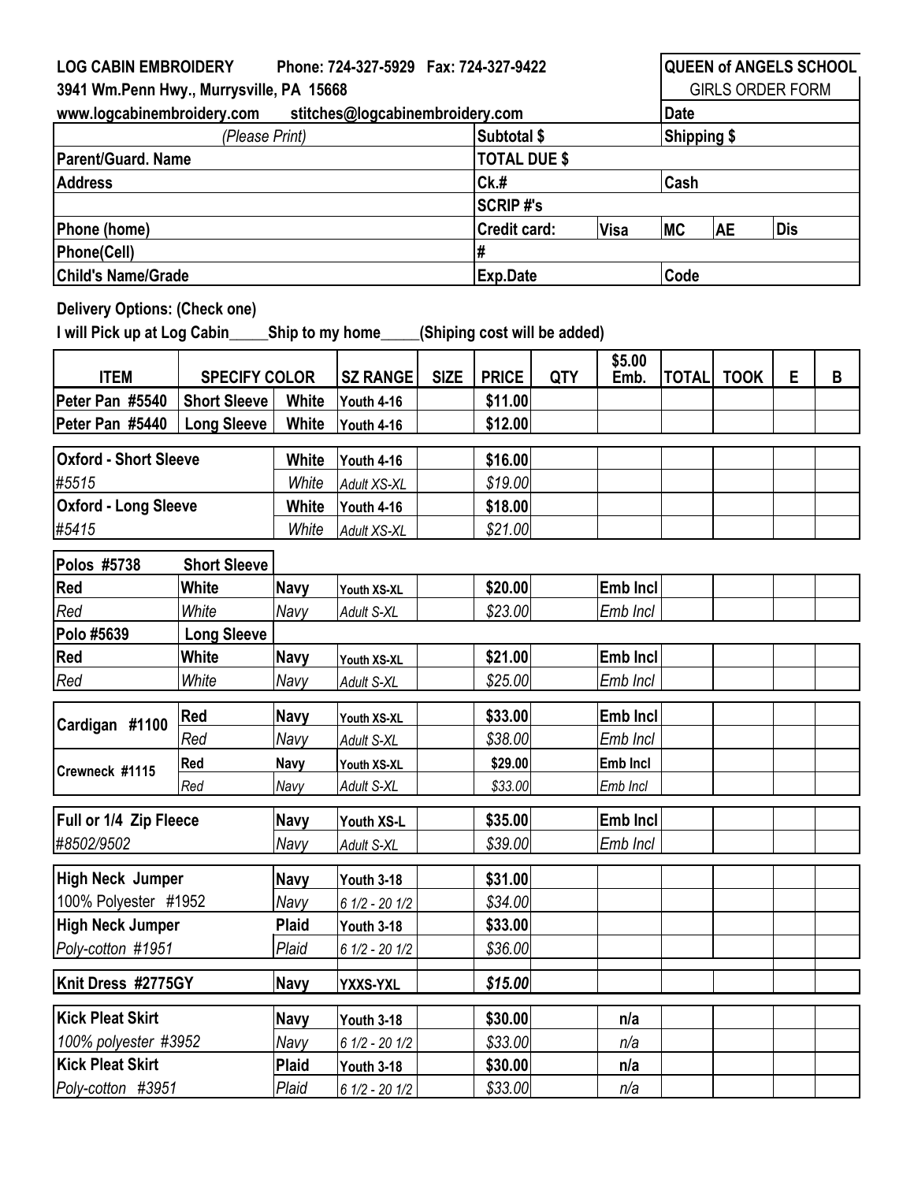**LOG CABIN EMBROIDERY** Phone: 724-327-5929 Fax: 724-327-9422

3941 Wm.Penn Hwy., Murrysville, PA 15668

www.logcabinembroidery.com stitches@logcabinembroidery.com

**QUEEN of ANGELS SCHOOL**

GIRLS ORDER FORM

| (Please Print) | Subtotal $ | | Date | | |
|---|---|---|---|---|---|
| | | | Shipping $ | | |
| Parent/Guard. Name | TOTAL DUE $ | | | | |
| Address | Ck.# | | Cash | | |
| | SCRIP #'s | | | | |
| Phone (home) | Credit card: | Visa | MC | AE | Dis |
| Phone(Cell) | # | | | | |
| Child's Name/Grade | Exp.Date | | Code | | |

**Delivery Options: (Check one)**

**I will Pick up at Log Cabin_____Ship to my home_____(Shiping cost will be added)**

| ITEM | SPECIFY COLOR | | SZ RANGE | SIZE | PRICE | QTY | $5.00 Emb. | TOTAL | TOOK | E | B |
|---|---|---|---|---|---|---|---|---|---|---|---|
| Peter Pan #5540 | Short Sleeve | White | Youth 4-16 | | $11.00 | | | | | | |
| Peter Pan #5440 | Long Sleeve | White | Youth 4-16 | | $12.00 | | | | | | |
| **Oxford - Short Sleeve** | | White | Youth 4-16 | | $16.00 | | | | | | |
| *#5515* | | *White* | *Adult XS-XL* | | *$19.00* | | | | | | |
| **Oxford - Long Sleeve** | | White | Youth 4-16 | | $18.00 | | | | | | |
| *#5415* | | *White* | *Adult XS-XL* | | *$21.00* | | | | | | |
| **Polos #5738** | **Short Sleeve** | | | | | | | | | | |
| Red | White | Navy | Youth XS-XL | | $20.00 | | Emb Incl | | | | |
| *Red* | *White* | *Navy* | *Adult S-XL* | | *$23.00* | | *Emb Incl* | | | | |
| **Polo #5639** | **Long Sleeve** | | | | | | | | | | |
| Red | White | Navy | Youth XS-XL | | $21.00 | | Emb Incl | | | | |
| *Red* | *White* | *Navy* | *Adult S-XL* | | *$25.00* | | *Emb Incl* | | | | |
| **Cardigan #1100** | Red | Navy | Youth XS-XL | | $33.00 | | Emb Incl | | | | |
| | *Red* | *Navy* | *Adult S-XL* | | *$38.00* | | *Emb Incl* | | | | |
| **Crewneck #1115** | Red | Navy | Youth XS-XL | | $29.00 | | Emb Incl | | | | |
| | *Red* | *Navy* | *Adult S-XL* | | *$33.00* | | *Emb Incl* | | | | |
| **Full or 1/4 Zip Fleece** | | Navy | Youth XS-L | | $35.00 | | Emb Incl | | | | |
| *#8502/9502* | | *Navy* | *Adult S-XL* | | *$39.00* | | *Emb Incl* | | | | |
| **High Neck Jumper** | | Navy | Youth 3-18 | | $31.00 | | | | | | |
| 100% Polyester #1952 | | *Navy* | *6 1/2 - 20 1/2* | | *$34.00* | | | | | | |
| **High Neck Jumper** | | Plaid | Youth 3-18 | | $33.00 | | | | | | |
| *Poly-cotton #1951* | | *Plaid* | *6 1/2 - 20 1/2* | | *$36.00* | | | | | | |
| **Knit Dress #2775GY** | | Navy | YXXS-YXL | | *$15.00* | | | | | | |
| **Kick Pleat Skirt** | | Navy | Youth 3-18 | | $30.00 | | n/a | | | | |
| *100% polyester #3952* | | *Navy* | *6 1/2 - 20 1/2* | | *$33.00* | | *n/a* | | | | |
| **Kick Pleat Skirt** | | Plaid | Youth 3-18 | | $30.00 | | n/a | | | | |
| *Poly-cotton #3951* | | *Plaid* | *6 1/2 - 20 1/2* | | *$33.00* | | *n/a* | | | | |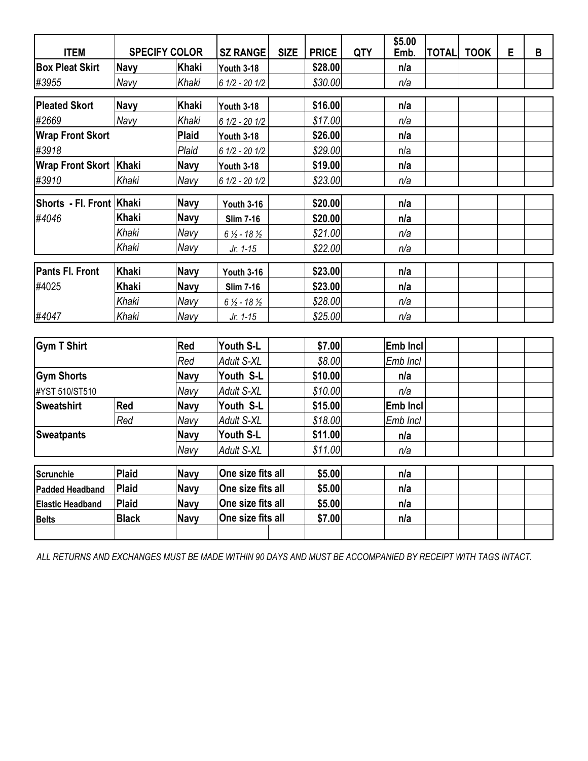| ITEM | SPECIFY COLOR | | SZ RANGE | SIZE | PRICE | QTY | $5.00 Emb. | TOTAL | TOOK | E | B |
|---|---|---|---|---|---|---|---|---|---|---|---|
| **Box Pleat Skirt** | **Navy** | **Khaki** | **Youth 3-18** | | **$28.00** | | **n/a** | | | | |
| *#3955* | *Navy* | *Khaki* | *6 1/2 - 20 1/2* | | *$30.00* | | *n/a* | | | | |
| **Pleated Skort** | **Navy** | **Khaki** | **Youth 3-18** | | **$16.00** | | **n/a** | | | | |
| *#2669* | *Navy* | *Khaki* | *6 1/2 - 20 1/2* | | *$17.00* | | *n/a* | | | | |
| **Wrap Front Skort** | | **Plaid** | **Youth 3-18** | | **$26.00** | | **n/a** | | | | |
| *#3918* | | *Plaid* | *6 1/2 - 20 1/2* | | *$29.00* | | n/a | | | | |
| **Wrap Front Skort** | **Khaki** | **Navy** | **Youth 3-18** | | **$19.00** | | **n/a** | | | | |
| *#3910* | *Khaki* | *Navy* | *6 1/2 - 20 1/2* | | *$23.00* | | *n/a* | | | | |
| **Shorts - Fl. Front** | **Khaki** | **Navy** | **Youth 3-16** | | **$20.00** | | **n/a** | | | | |
| *#4046* | **Khaki** | **Navy** | **Slim 7-16** | | **$20.00** | | **n/a** | | | | |
| | *Khaki* | *Navy* | *6 ½ - 18 ½* | | *$21.00* | | *n/a* | | | | |
| | *Khaki* | *Navy* | *Jr. 1-15* | | *$22.00* | | *n/a* | | | | |
| **Pants Fl. Front** | **Khaki** | **Navy** | **Youth 3-16** | | **$23.00** | | **n/a** | | | | |
| #4025 | **Khaki** | **Navy** | **Slim 7-16** | | **$23.00** | | **n/a** | | | | |
| | *Khaki* | *Navy* | *6 ½ - 18 ½* | | *$28.00* | | *n/a* | | | | |
| *#4047* | *Khaki* | *Navy* | *Jr. 1-15* | | *$25.00* | | *n/a* | | | | |
| **Gym T Shirt** | | **Red** | **Youth S-L** | | **$7.00** | | **Emb Incl** | | | | |
| | | *Red* | *Adult S-XL* | | *$8.00* | | *Emb Incl* | | | | |
| **Gym Shorts** | | **Navy** | **Youth S-L** | | **$10.00** | | **n/a** | | | | |
| #YST 510/ST510 | | *Navy* | *Adult S-XL* | | *$10.00* | | *n/a* | | | | |
| **Sweatshirt** | **Red** | **Navy** | **Youth S-L** | | **$15.00** | | **Emb Incl** | | | | |
| | *Red* | *Navy* | *Adult S-XL* | | *$18.00* | | *Emb Incl* | | | | |
| **Sweatpants** | | **Navy** | **Youth S-L** | | **$11.00** | | **n/a** | | | | |
| | | *Navy* | *Adult S-XL* | | *$11.00* | | *n/a* | | | | |
| **Scrunchie** | **Plaid** | **Navy** | **One size fits all** | | **$5.00** | | **n/a** | | | | |
| **Padded Headband** | **Plaid** | **Navy** | **One size fits all** | | **$5.00** | | **n/a** | | | | |
| **Elastic Headband** | **Plaid** | **Navy** | **One size fits all** | | **$5.00** | | **n/a** | | | | |
| **Belts** | **Black** | **Navy** | **One size fits all** | | **$7.00** | | **n/a** | | | | |
| | | | | | | | | | | | |

*ALL RETURNS AND EXCHANGES MUST BE MADE WITHIN 90 DAYS AND MUST BE ACCOMPANIED BY RECEIPT WITH TAGS INTACT.*